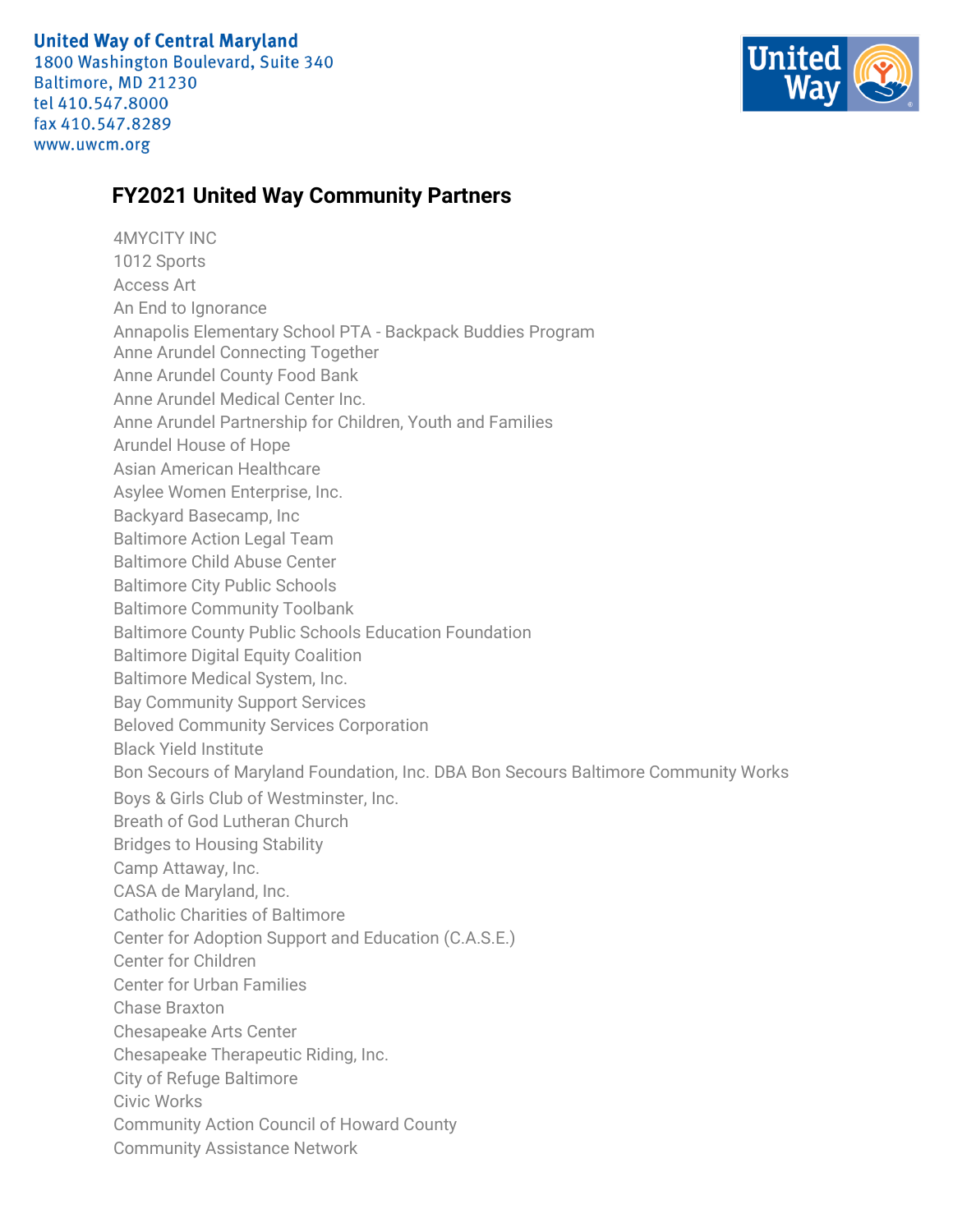United Way of Central Maryland
1800 Washington Boulevard, Suite 340
Baltimore, MD 21230
tel 410.547.8000
fax 410.547.8289
www.uwcm.org

## FY2021 United Way Community Partners

4MYCITY INC
1012 Sports
Access Art
An End to Ignorance
Annapolis Elementary School PTA - Backpack Buddies Program
Anne Arundel Connecting Together
Anne Arundel County Food Bank
Anne Arundel Medical Center Inc.
Anne Arundel Partnership for Children, Youth and Families
Arundel House of Hope
Asian American Healthcare
Asylee Women Enterprise, Inc.
Backyard Basecamp, Inc
Baltimore Action Legal Team
Baltimore Child Abuse Center
Baltimore City Public Schools
Baltimore Community Toolbank
Baltimore County Public Schools Education Foundation
Baltimore Digital Equity Coalition
Baltimore Medical System, Inc.
Bay Community Support Services
Beloved Community Services Corporation
Black Yield Institute
Bon Secours of Maryland Foundation, Inc. DBA Bon Secours Baltimore Community Works
Boys & Girls Club of Westminster, Inc.
Breath of God Lutheran Church
Bridges to Housing Stability
Camp Attaway, Inc.
CASA de Maryland, Inc.
Catholic Charities of Baltimore
Center for Adoption Support and Education (C.A.S.E.)
Center for Children
Center for Urban Families
Chase Braxton
Chesapeake Arts Center
Chesapeake Therapeutic Riding, Inc.
City of Refuge Baltimore
Civic Works
Community Action Council of Howard County
Community Assistance Network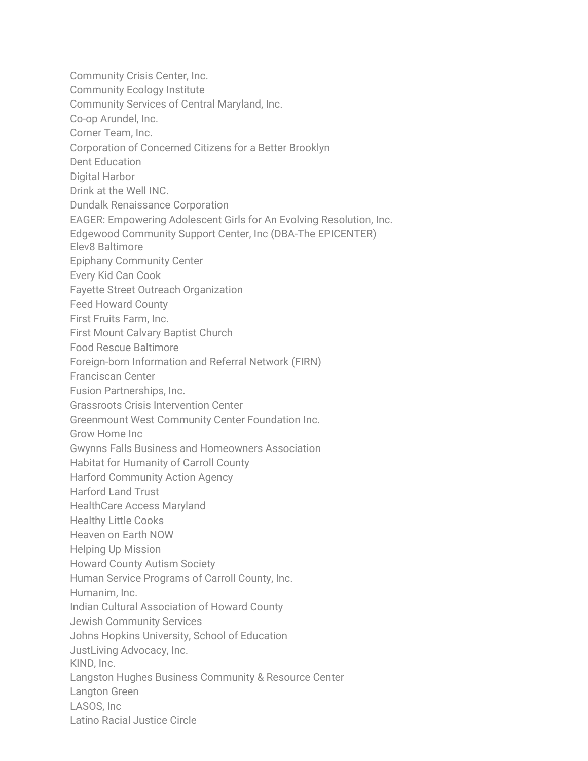Community Crisis Center, Inc.
Community Ecology Institute
Community Services of Central Maryland, Inc.
Co-op Arundel, Inc.
Corner Team, Inc.
Corporation of Concerned Citizens for a Better Brooklyn
Dent Education
Digital Harbor
Drink at the Well INC.
Dundalk Renaissance Corporation
EAGER: Empowering Adolescent Girls for An Evolving Resolution, Inc.
Edgewood Community Support Center, Inc (DBA-The EPICENTER)
Elev8 Baltimore
Epiphany Community Center
Every Kid Can Cook
Fayette Street Outreach Organization
Feed Howard County
First Fruits Farm, Inc.
First Mount Calvary Baptist Church
Food Rescue Baltimore
Foreign-born Information and Referral Network (FIRN)
Franciscan Center
Fusion Partnerships, Inc.
Grassroots Crisis Intervention Center
Greenmount West Community Center Foundation Inc.
Grow Home Inc
Gwynns Falls Business and Homeowners Association
Habitat for Humanity of Carroll County
Harford Community Action Agency
Harford Land Trust
HealthCare Access Maryland
Healthy Little Cooks
Heaven on Earth NOW
Helping Up Mission
Howard County Autism Society
Human Service Programs of Carroll County, Inc.
Humanim, Inc.
Indian Cultural Association of Howard County
Jewish Community Services
Johns Hopkins University, School of Education
JustLiving Advocacy, Inc.
KIND, Inc.
Langston Hughes Business Community & Resource Center
Langton Green
LASOS, Inc
Latino Racial Justice Circle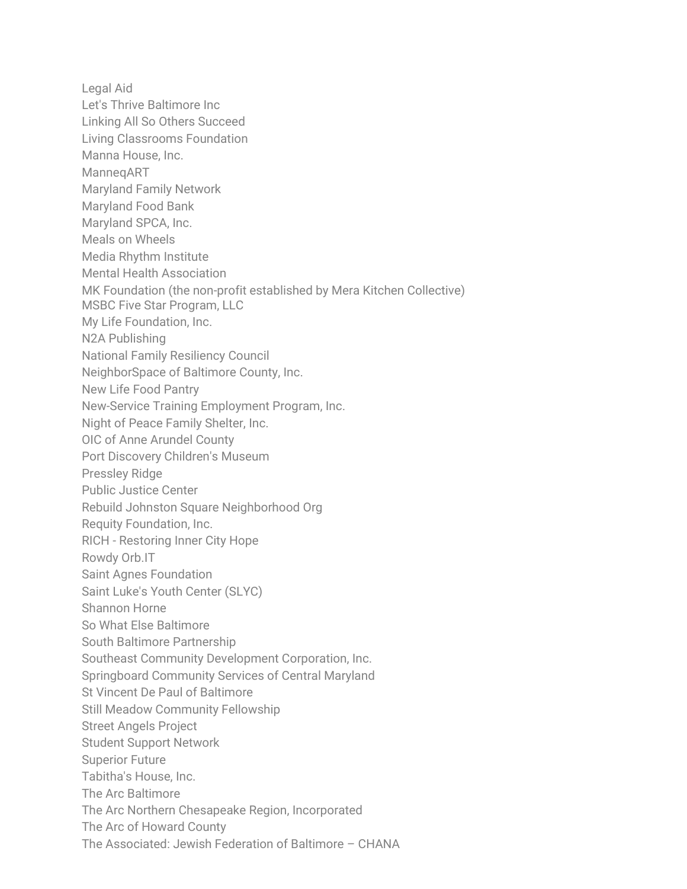Legal Aid
Let's Thrive Baltimore Inc
Linking All So Others Succeed
Living Classrooms Foundation
Manna House, Inc.
ManneqART
Maryland Family Network
Maryland Food Bank
Maryland SPCA, Inc.
Meals on Wheels
Media Rhythm Institute
Mental Health Association
MK Foundation (the non-profit established by Mera Kitchen Collective)
MSBC Five Star Program, LLC
My Life Foundation, Inc.
N2A Publishing
National Family Resiliency Council
NeighborSpace of Baltimore County, Inc.
New Life Food Pantry
New-Service Training Employment Program, Inc.
Night of Peace Family Shelter, Inc.
OIC of Anne Arundel County
Port Discovery Children's Museum
Pressley Ridge
Public Justice Center
Rebuild Johnston Square Neighborhood Org
Requity Foundation, Inc.
RICH - Restoring Inner City Hope
Rowdy Orb.IT
Saint Agnes Foundation
Saint Luke's Youth Center (SLYC)
Shannon Horne
So What Else Baltimore
South Baltimore Partnership
Southeast Community Development Corporation, Inc.
Springboard Community Services of Central Maryland
St Vincent De Paul of Baltimore
Still Meadow Community Fellowship
Street Angels Project
Student Support Network
Superior Future
Tabitha's House, Inc.
The Arc Baltimore
The Arc Northern Chesapeake Region, Incorporated
The Arc of Howard County
The Associated: Jewish Federation of Baltimore – CHANA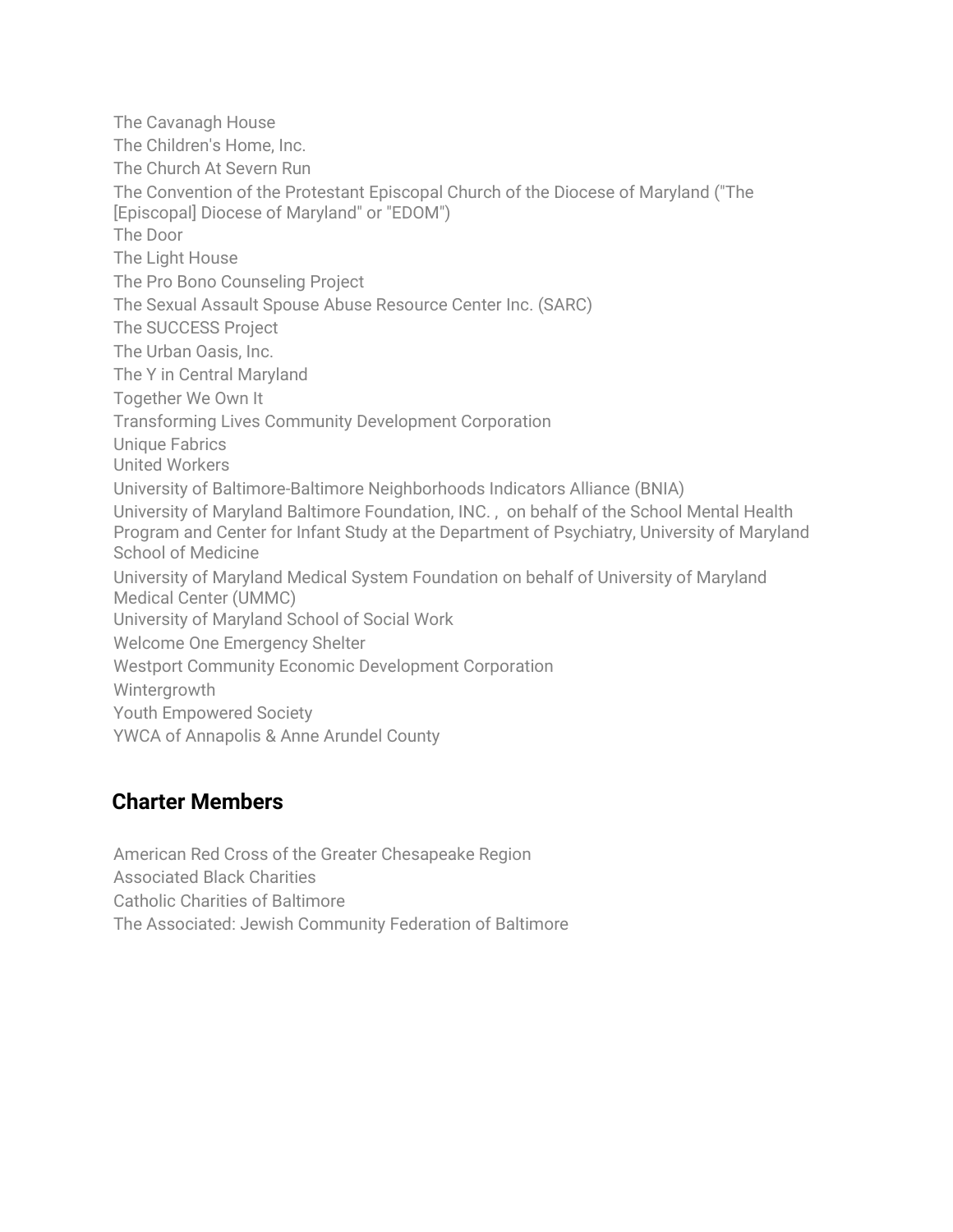The Cavanagh House

The Children's Home, Inc.

The Church At Severn Run

The Convention of the Protestant Episcopal Church of the Diocese of Maryland ("The [Episcopal] Diocese of Maryland" or "EDOM")

The Door

The Light House

The Pro Bono Counseling Project

The Sexual Assault Spouse Abuse Resource Center Inc. (SARC)

The SUCCESS Project

The Urban Oasis, Inc.

The Y in Central Maryland

Together We Own It

Transforming Lives Community Development Corporation

Unique Fabrics

United Workers

University of Baltimore-Baltimore Neighborhoods Indicators Alliance (BNIA)

University of Maryland Baltimore Foundation, INC. , on behalf of the School Mental Health Program and Center for Infant Study at the Department of Psychiatry, University of Maryland School of Medicine

University of Maryland Medical System Foundation on behalf of University of Maryland Medical Center (UMMC)

University of Maryland School of Social Work

Welcome One Emergency Shelter

Westport Community Economic Development Corporation

Wintergrowth

Youth Empowered Society

YWCA of Annapolis & Anne Arundel County

## Charter Members

American Red Cross of the Greater Chesapeake Region

Associated Black Charities

Catholic Charities of Baltimore

The Associated: Jewish Community Federation of Baltimore